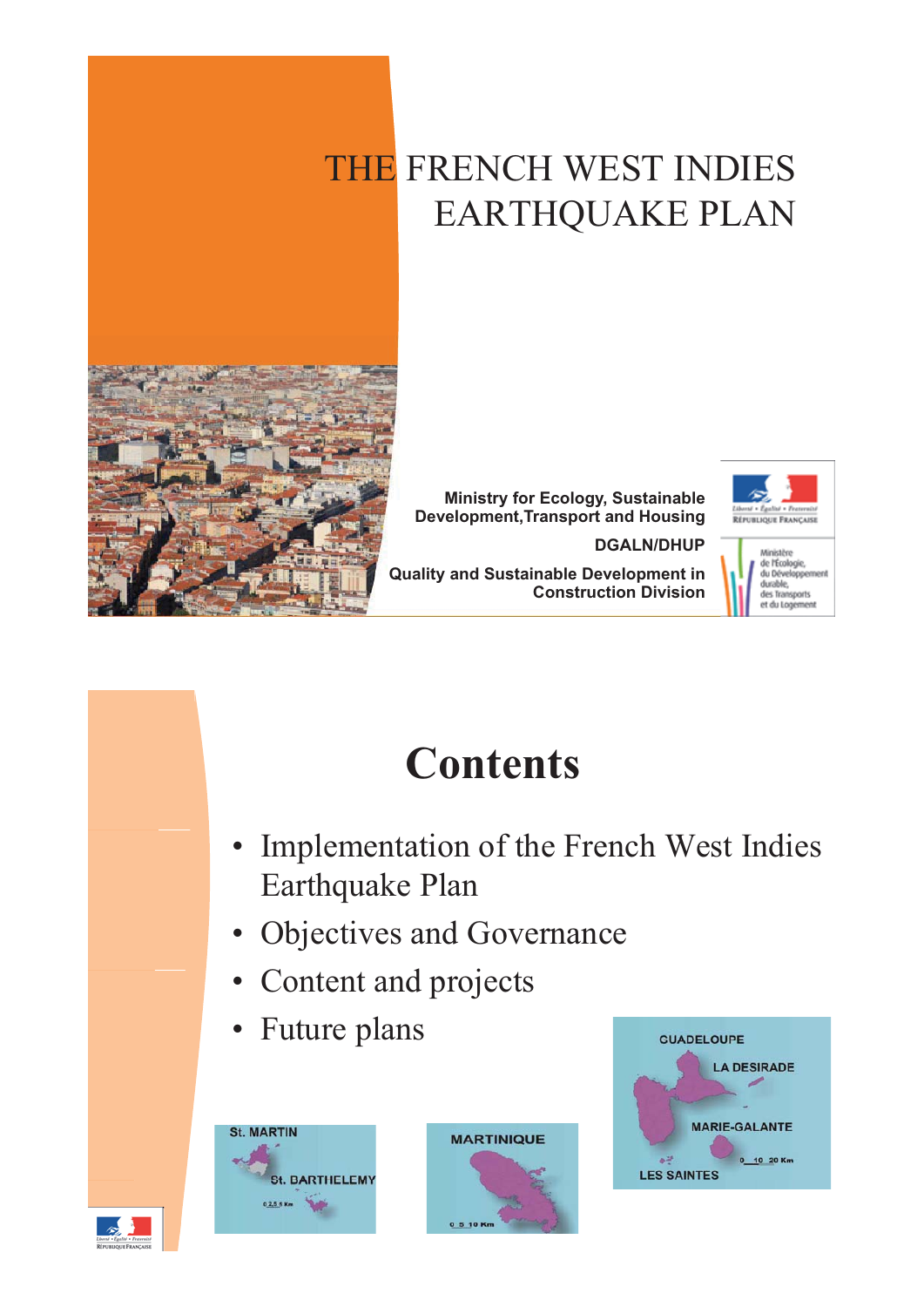# THE FRENCH WEST INDIES EARTHQUAKE PLAN

**Ministry for Ecology, Sustainable Development, Transport and Housing**

**DGALN/DHUP**

**Quality and Sustainable Development in Construction Division**

Liberté • Égalité • Fraternité
RÉPUBLIQUE FRANÇAISE

Ministère de l'Écologie, du Développement durable, des Transports et du Logement

# Contents

- Implementation of the French West Indies Earthquake Plan
- Objectives and Governance
- Content and projects
- Future plans

GUADELOUPE
LA DESIRADE
MARIE-GALANTE
LES SAINTES
0 10 20 Km

St. MARTIN
St. BARTHELEMY
0 2.5 5 Km

MARTINIQUE
0 5 10 Km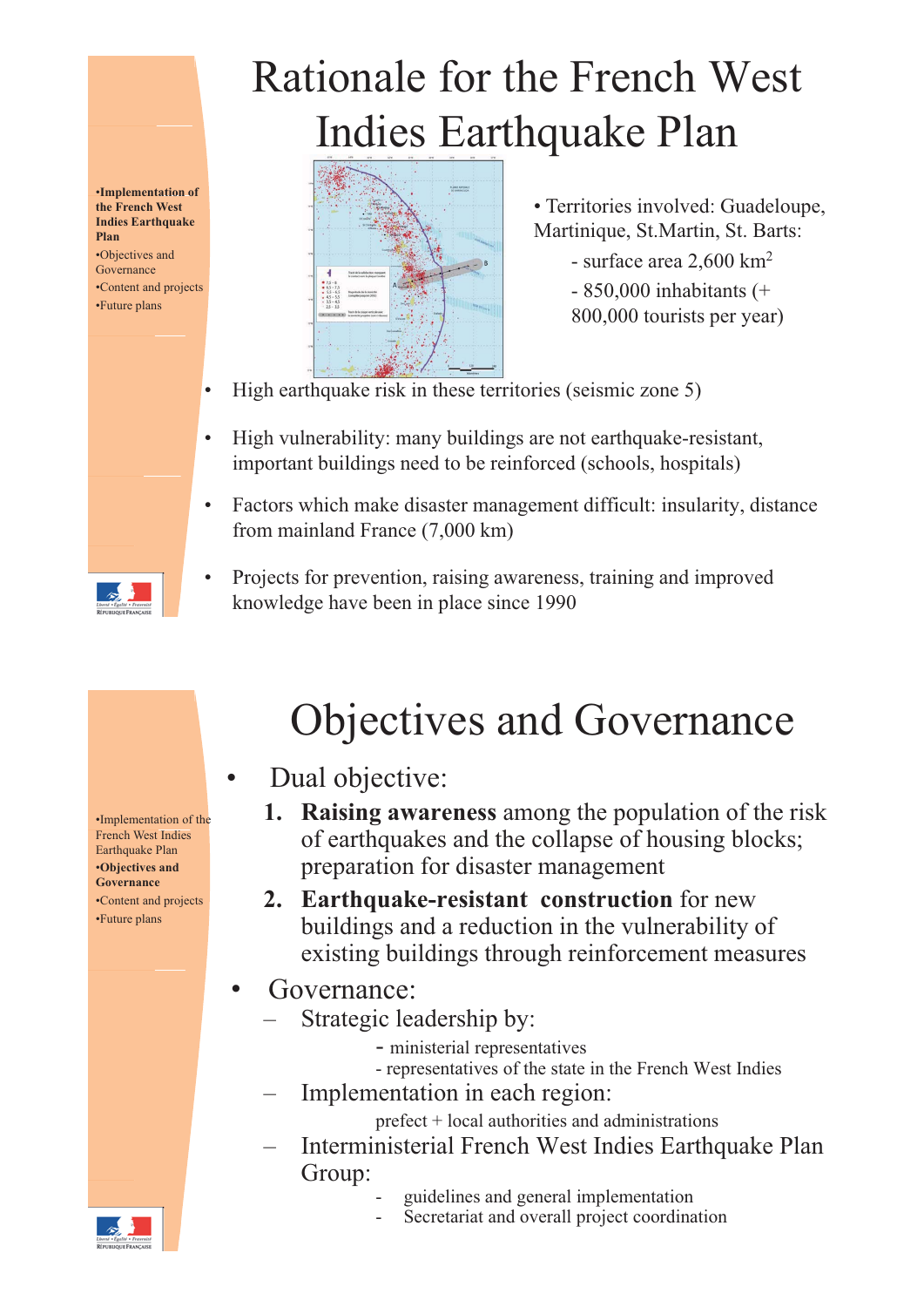# Rationale for the French West Indies Earthquake Plan

- **Implementation of the French West Indies Earthquake Plan**
- Objectives and Governance
- Content and projects
- Future plans

- Territories involved: Guadeloupe, Martinique, St.Martin, St. Barts:
  - surface area 2,600 km$^2$
  - 850,000 inhabitants (+ 800,000 tourists per year)

- High earthquake risk in these territories (seismic zone 5)
- High vulnerability: many buildings are not earthquake-resistant, important buildings need to be reinforced (schools, hospitals)
- Factors which make disaster management difficult: insularity, distance from mainland France (7,000 km)
- Projects for prevention, raising awareness, training and improved knowledge have been in place since 1990

# Objectives and Governance

- Implementation of the French West Indies Earthquake Plan
- **Objectives and Governance**
- Content and projects
- Future plans

- Dual objective:
  1. **Raising awareness** among the population of the risk of earthquakes and the collapse of housing blocks; preparation for disaster management
  2. **Earthquake-resistant construction** for new buildings and a reduction in the vulnerability of existing buildings through reinforcement measures
- Governance:
  - Strategic leadership by:
    - ministerial representatives
    - representatives of the state in the French West Indies
  - Implementation in each region:
    - prefect + local authorities and administrations
  - Interministerial French West Indies Earthquake Plan Group:
    - guidelines and general implementation
    - Secretariat and overall project coordination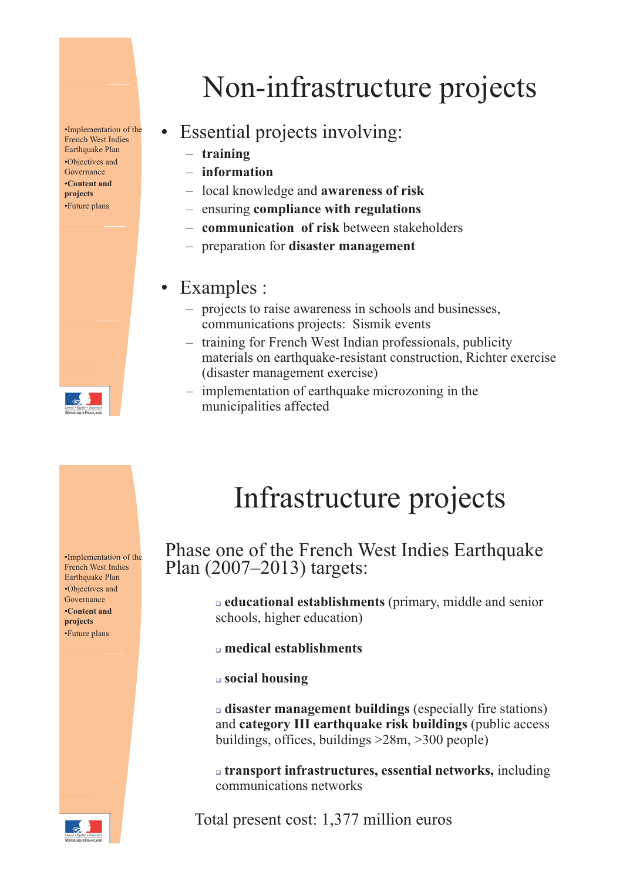# Non-infrastructure projects

- •Implementation of the French West Indies Earthquake Plan
- •Objectives and Governance
- •**Content and projects**
- •Future plans

- Essential projects involving:
  - **training**
  - **information**
  - local knowledge and **awareness of risk**
  - ensuring **compliance with regulations**
  - **communication of risk** between stakeholders
  - preparation for **disaster management**

- Examples :
  - projects to raise awareness in schools and businesses, communications projects: Sismik events
  - training for French West Indian professionals, publicity materials on earthquake-resistant construction, Richter exercise (disaster management exercise)
  - implementation of earthquake microzoning in the municipalities affected

# Infrastructure projects

- •Implementation of the French West Indies Earthquake Plan
- •Objectives and Governance
- •**Content and projects**
- •Future plans

Phase one of the French West Indies Earthquake Plan (2007–2013) targets:

- **educational establishments** (primary, middle and senior schools, higher education)
- **medical establishments**
- **social housing**
- **disaster management buildings** (especially fire stations) and **category III earthquake risk buildings** (public access buildings, offices, buildings >28m, >300 people)
- **transport infrastructures, essential networks,** including communications networks

Total present cost: 1,377 million euros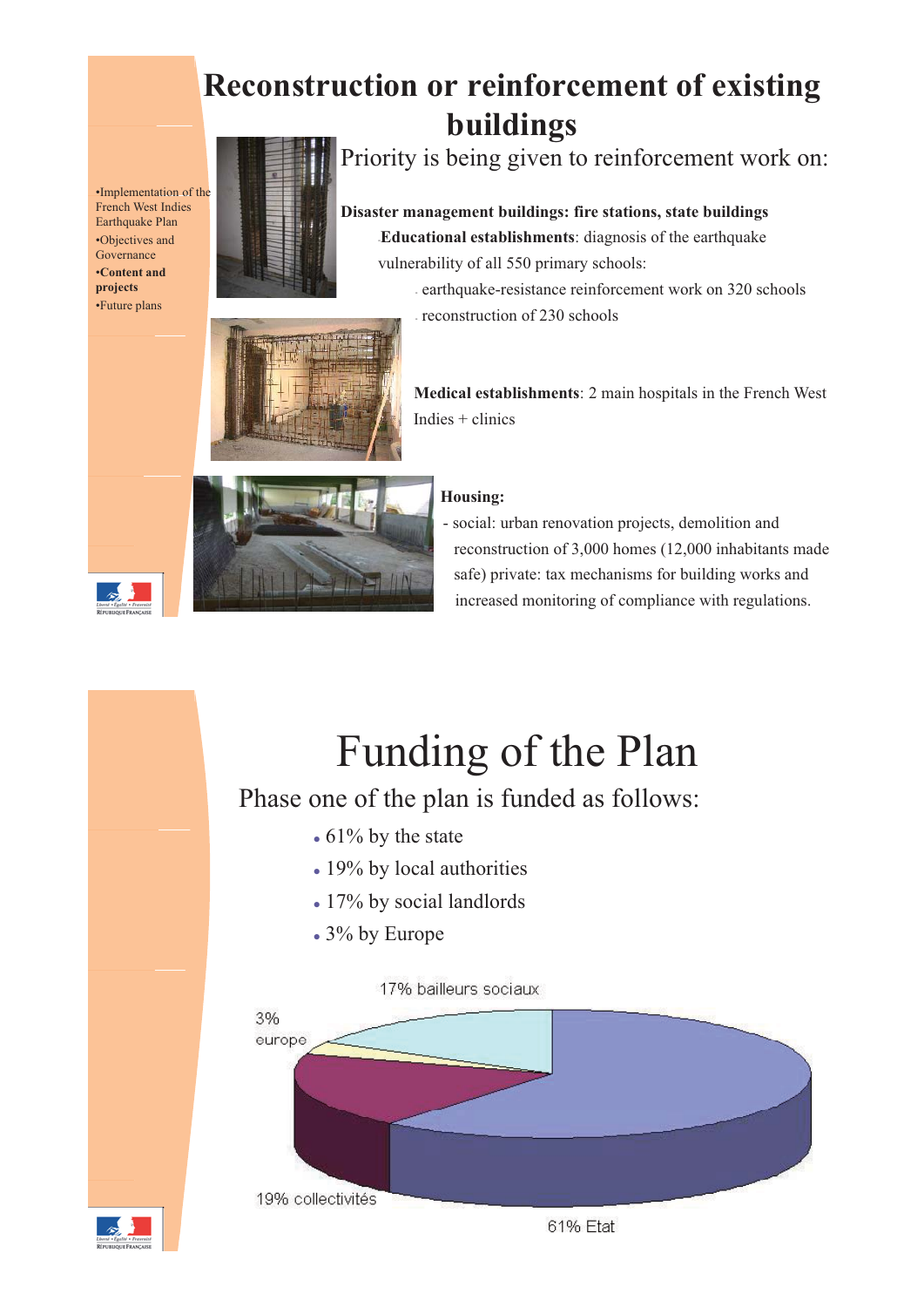# Reconstruction or reinforcement of existing buildings

- Implementation of the French West Indies Earthquake Plan
- Objectives and Governance
- **Content and projects**
- Future plans

Priority is being given to reinforcement work on:

**Disaster management buildings: fire stations, state buildings**

**Educational establishments**: diagnosis of the earthquake vulnerability of all 550 primary schools:

- earthquake-resistance reinforcement work on 320 schools
- reconstruction of 230 schools

**Medical establishments**: 2 main hospitals in the French West Indies + clinics

**Housing:**

- social: urban renovation projects, demolition and reconstruction of 3,000 homes (12,000 inhabitants made safe) private: tax mechanisms for building works and increased monitoring of compliance with regulations.

# Funding of the Plan

Phase one of the plan is funded as follows:

- 61% by the state
- 19% by local authorities
- 17% by social landlords
- 3% by Europe

17% bailleurs sociaux

3% europe

19% collectivités

61% Etat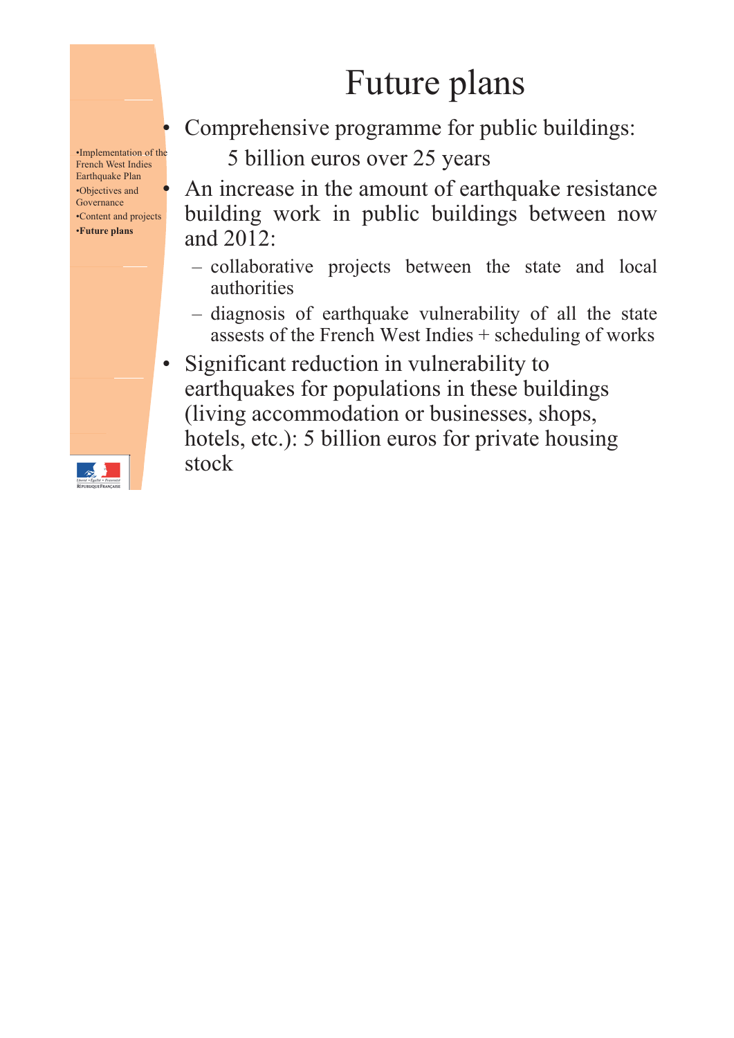# Future plans

- •Implementation of the French West Indies Earthquake Plan
- •Objectives and Governance
- •Content and projects
- •**Future plans**

- Comprehensive programme for public buildings:
  5 billion euros over 25 years
- An increase in the amount of earthquake resistance building work in public buildings between now and 2012:
  - collaborative projects between the state and local authorities
  - diagnosis of earthquake vulnerability of all the state assests of the French West Indies + scheduling of works
- Significant reduction in vulnerability to earthquakes for populations in these buildings (living accommodation or businesses, shops, hotels, etc.): 5 billion euros for private housing stock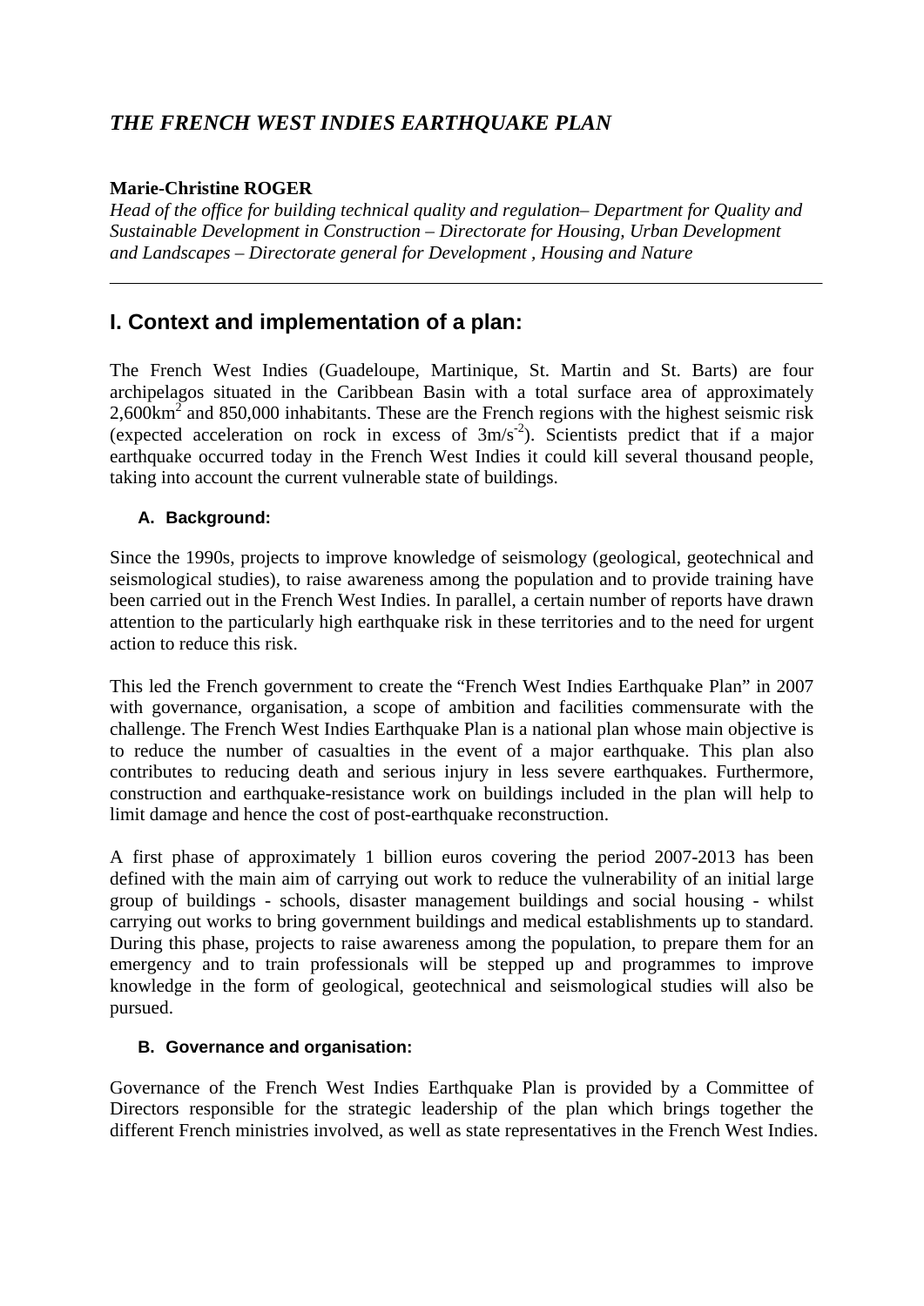# *THE FRENCH WEST INDIES EARTHQUAKE PLAN*

**Marie-Christine ROGER**

*Head of the office for building technical quality and regulation– Department for Quality and Sustainable Development in Construction – Directorate for Housing, Urban Development and Landscapes – Directorate general for Development , Housing and Nature*

---

## I. Context and implementation of a plan:

The French West Indies (Guadeloupe, Martinique, St. Martin and St. Barts) are four archipelagos situated in the Caribbean Basin with a total surface area of approximately $2{,}600km^2$ and 850,000 inhabitants. These are the French regions with the highest seismic risk (expected acceleration on rock in excess of $3m/s^{-2}$). Scientists predict that if a major earthquake occurred today in the French West Indies it could kill several thousand people, taking into account the current vulnerable state of buildings.

### A. Background:

Since the 1990s, projects to improve knowledge of seismology (geological, geotechnical and seismological studies), to raise awareness among the population and to provide training have been carried out in the French West Indies. In parallel, a certain number of reports have drawn attention to the particularly high earthquake risk in these territories and to the need for urgent action to reduce this risk.

This led the French government to create the "French West Indies Earthquake Plan" in 2007 with governance, organisation, a scope of ambition and facilities commensurate with the challenge. The French West Indies Earthquake Plan is a national plan whose main objective is to reduce the number of casualties in the event of a major earthquake. This plan also contributes to reducing death and serious injury in less severe earthquakes. Furthermore, construction and earthquake-resistance work on buildings included in the plan will help to limit damage and hence the cost of post-earthquake reconstruction.

A first phase of approximately 1 billion euros covering the period 2007-2013 has been defined with the main aim of carrying out work to reduce the vulnerability of an initial large group of buildings - schools, disaster management buildings and social housing - whilst carrying out works to bring government buildings and medical establishments up to standard. During this phase, projects to raise awareness among the population, to prepare them for an emergency and to train professionals will be stepped up and programmes to improve knowledge in the form of geological, geotechnical and seismological studies will also be pursued.

### B. Governance and organisation:

Governance of the French West Indies Earthquake Plan is provided by a Committee of Directors responsible for the strategic leadership of the plan which brings together the different French ministries involved, as well as state representatives in the French West Indies.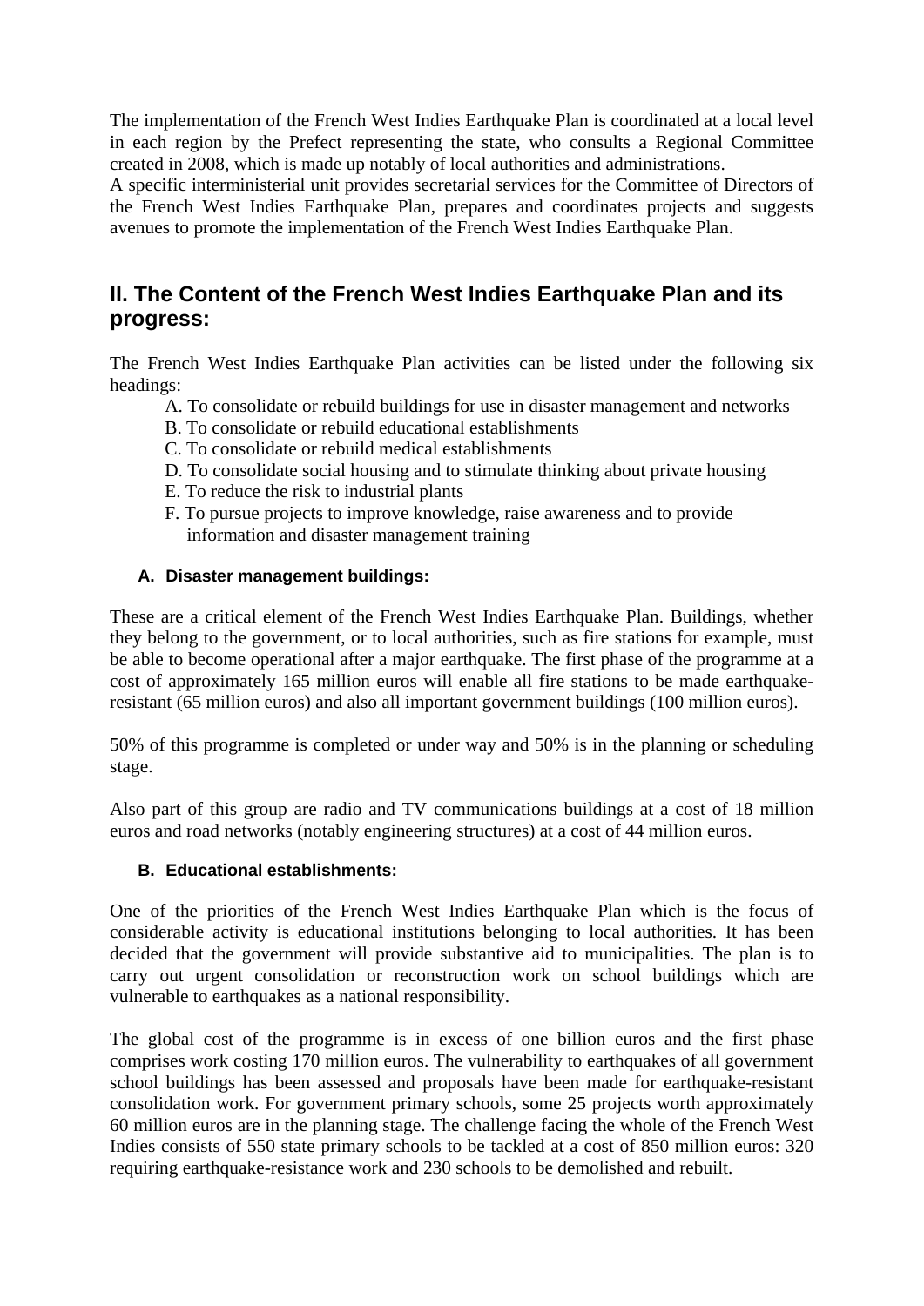The implementation of the French West Indies Earthquake Plan is coordinated at a local level in each region by the Prefect representing the state, who consults a Regional Committee created in 2008, which is made up notably of local authorities and administrations.
A specific interministerial unit provides secretarial services for the Committee of Directors of the French West Indies Earthquake Plan, prepares and coordinates projects and suggests avenues to promote the implementation of the French West Indies Earthquake Plan.

## II. The Content of the French West Indies Earthquake Plan and its progress:

The French West Indies Earthquake Plan activities can be listed under the following six headings:

A. To consolidate or rebuild buildings for use in disaster management and networks
B. To consolidate or rebuild educational establishments
C. To consolidate or rebuild medical establishments
D. To consolidate social housing and to stimulate thinking about private housing
E. To reduce the risk to industrial plants
F. To pursue projects to improve knowledge, raise awareness and to provide information and disaster management training

### A. Disaster management buildings:

These are a critical element of the French West Indies Earthquake Plan. Buildings, whether they belong to the government, or to local authorities, such as fire stations for example, must be able to become operational after a major earthquake. The first phase of the programme at a cost of approximately 165 million euros will enable all fire stations to be made earthquake-resistant (65 million euros) and also all important government buildings (100 million euros).

50% of this programme is completed or under way and 50% is in the planning or scheduling stage.

Also part of this group are radio and TV communications buildings at a cost of 18 million euros and road networks (notably engineering structures) at a cost of 44 million euros.

### B. Educational establishments:

One of the priorities of the French West Indies Earthquake Plan which is the focus of considerable activity is educational institutions belonging to local authorities. It has been decided that the government will provide substantive aid to municipalities. The plan is to carry out urgent consolidation or reconstruction work on school buildings which are vulnerable to earthquakes as a national responsibility.

The global cost of the programme is in excess of one billion euros and the first phase comprises work costing 170 million euros. The vulnerability to earthquakes of all government school buildings has been assessed and proposals have been made for earthquake-resistant consolidation work. For government primary schools, some 25 projects worth approximately 60 million euros are in the planning stage. The challenge facing the whole of the French West Indies consists of 550 state primary schools to be tackled at a cost of 850 million euros: 320 requiring earthquake-resistance work and 230 schools to be demolished and rebuilt.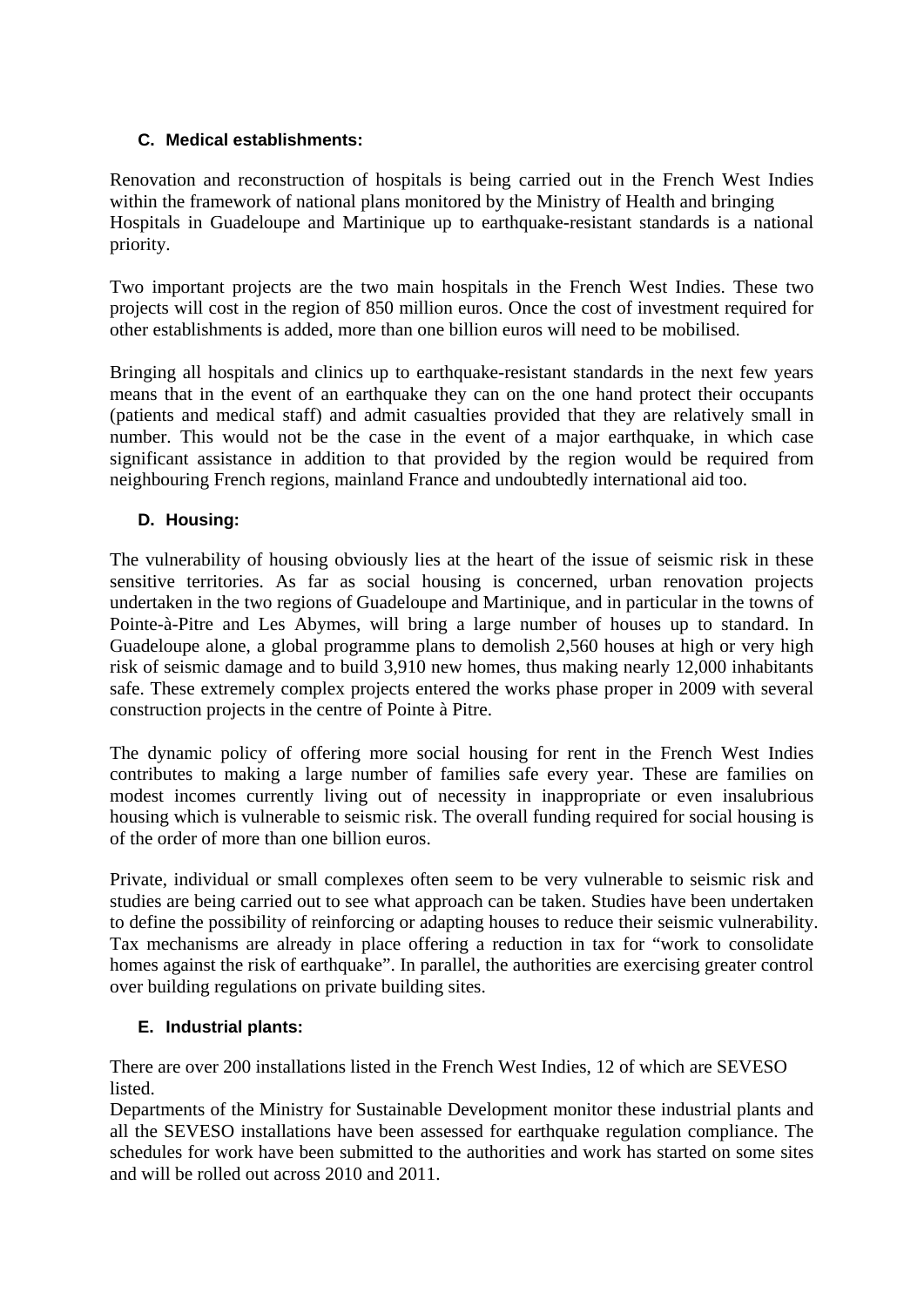### C. Medical establishments:

Renovation and reconstruction of hospitals is being carried out in the French West Indies within the framework of national plans monitored by the Ministry of Health and bringing Hospitals in Guadeloupe and Martinique up to earthquake-resistant standards is a national priority.

Two important projects are the two main hospitals in the French West Indies. These two projects will cost in the region of 850 million euros. Once the cost of investment required for other establishments is added, more than one billion euros will need to be mobilised.

Bringing all hospitals and clinics up to earthquake-resistant standards in the next few years means that in the event of an earthquake they can on the one hand protect their occupants (patients and medical staff) and admit casualties provided that they are relatively small in number. This would not be the case in the event of a major earthquake, in which case significant assistance in addition to that provided by the region would be required from neighbouring French regions, mainland France and undoubtedly international aid too.

### D. Housing:

The vulnerability of housing obviously lies at the heart of the issue of seismic risk in these sensitive territories. As far as social housing is concerned, urban renovation projects undertaken in the two regions of Guadeloupe and Martinique, and in particular in the towns of Pointe-à-Pitre and Les Abymes, will bring a large number of houses up to standard. In Guadeloupe alone, a global programme plans to demolish 2,560 houses at high or very high risk of seismic damage and to build 3,910 new homes, thus making nearly 12,000 inhabitants safe. These extremely complex projects entered the works phase proper in 2009 with several construction projects in the centre of Pointe à Pitre.

The dynamic policy of offering more social housing for rent in the French West Indies contributes to making a large number of families safe every year. These are families on modest incomes currently living out of necessity in inappropriate or even insalubrious housing which is vulnerable to seismic risk. The overall funding required for social housing is of the order of more than one billion euros.

Private, individual or small complexes often seem to be very vulnerable to seismic risk and studies are being carried out to see what approach can be taken. Studies have been undertaken to define the possibility of reinforcing or adapting houses to reduce their seismic vulnerability. Tax mechanisms are already in place offering a reduction in tax for "work to consolidate homes against the risk of earthquake". In parallel, the authorities are exercising greater control over building regulations on private building sites.

### E. Industrial plants:

There are over 200 installations listed in the French West Indies, 12 of which are SEVESO listed.

Departments of the Ministry for Sustainable Development monitor these industrial plants and all the SEVESO installations have been assessed for earthquake regulation compliance. The schedules for work have been submitted to the authorities and work has started on some sites and will be rolled out across 2010 and 2011.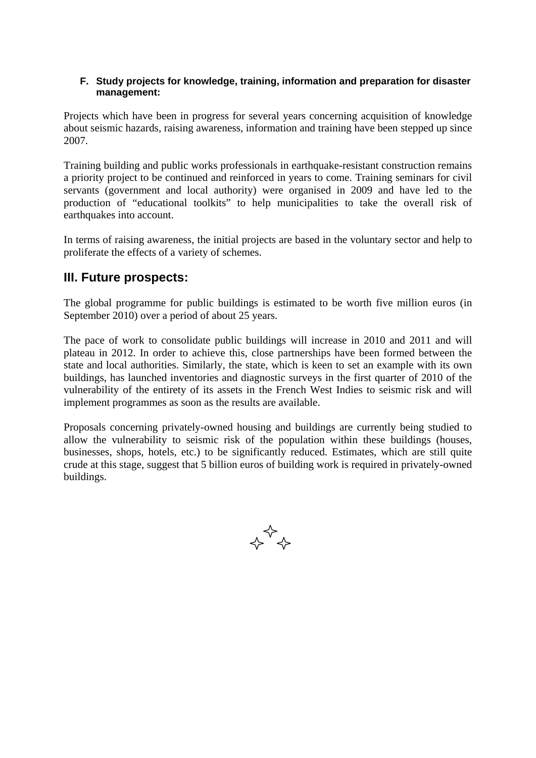**F. Study projects for knowledge, training, information and preparation for disaster management:**

Projects which have been in progress for several years concerning acquisition of knowledge about seismic hazards, raising awareness, information and training have been stepped up since 2007.

Training building and public works professionals in earthquake-resistant construction remains a priority project to be continued and reinforced in years to come. Training seminars for civil servants (government and local authority) were organised in 2009 and have led to the production of "educational toolkits" to help municipalities to take the overall risk of earthquakes into account.

In terms of raising awareness, the initial projects are based in the voluntary sector and help to proliferate the effects of a variety of schemes.

## III. Future prospects:

The global programme for public buildings is estimated to be worth five million euros (in September 2010) over a period of about 25 years.

The pace of work to consolidate public buildings will increase in 2010 and 2011 and will plateau in 2012. In order to achieve this, close partnerships have been formed between the state and local authorities. Similarly, the state, which is keen to set an example with its own buildings, has launched inventories and diagnostic surveys in the first quarter of 2010 of the vulnerability of the entirety of its assets in the French West Indies to seismic risk and will implement programmes as soon as the results are available.

Proposals concerning privately-owned housing and buildings are currently being studied to allow the vulnerability to seismic risk of the population within these buildings (houses, businesses, shops, hotels, etc.) to be significantly reduced. Estimates, which are still quite crude at this stage, suggest that 5 billion euros of building work is required in privately-owned buildings.